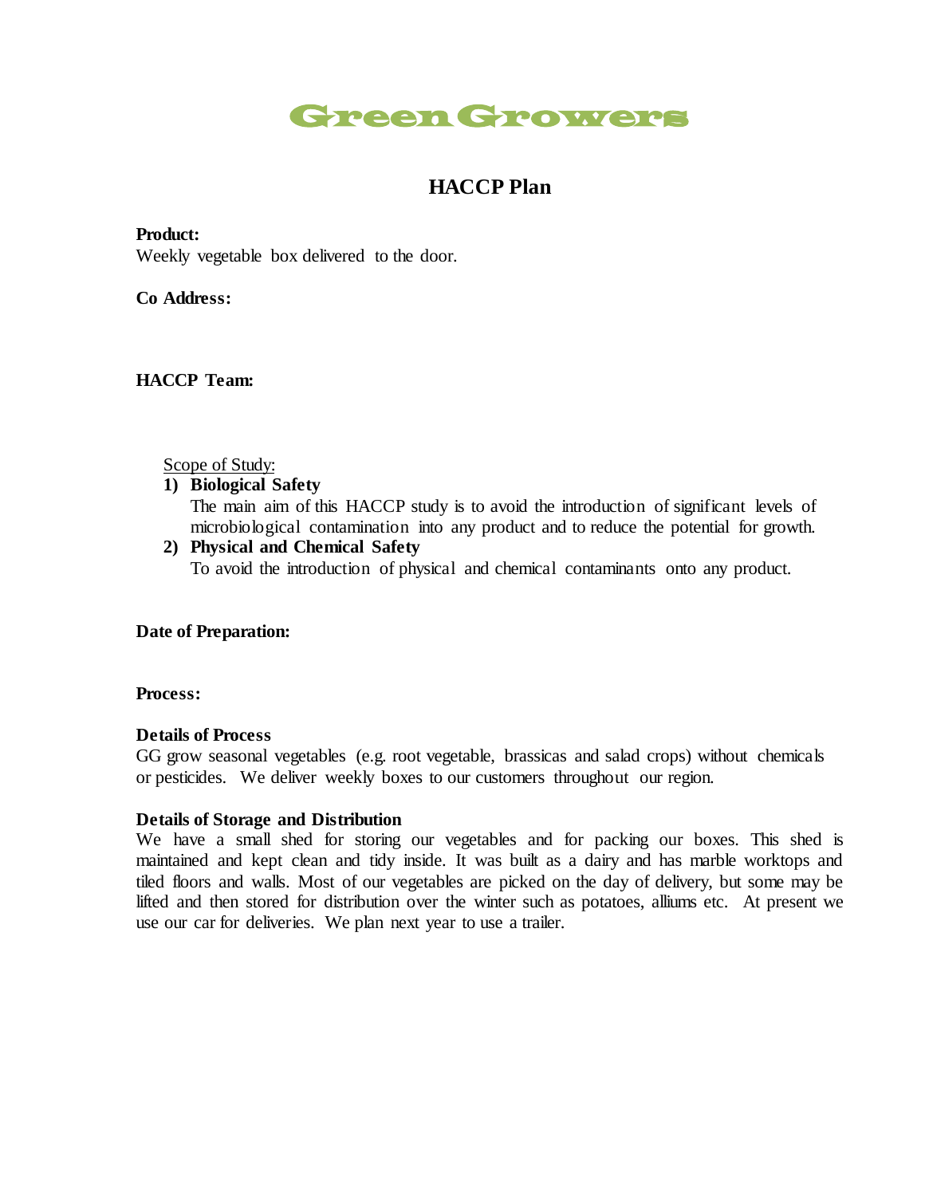# Green Growers

## HACCP Plan

**Product:**
Weekly vegetable box delivered to the door.

**Co Address:**

**HACCP Team:**

Scope of Study:

1) **Biological Safety**
   The main aim of this HACCP study is to avoid the introduction of significant levels of microbiological contamination into any product and to reduce the potential for growth.
2) **Physical and Chemical Safety**
   To avoid the introduction of physical and chemical contaminants onto any product.

**Date of Preparation:**

**Process:**

**Details of Process**
GG grow seasonal vegetables (e.g. root vegetable, brassicas and salad crops) without chemicals or pesticides. We deliver weekly boxes to our customers throughout our region.

**Details of Storage and Distribution**
We have a small shed for storing our vegetables and for packing our boxes. This shed is maintained and kept clean and tidy inside. It was built as a dairy and has marble worktops and tiled floors and walls. Most of our vegetables are picked on the day of delivery, but some may be lifted and then stored for distribution over the winter such as potatoes, alliums etc. At present we use our car for deliveries. We plan next year to use a trailer.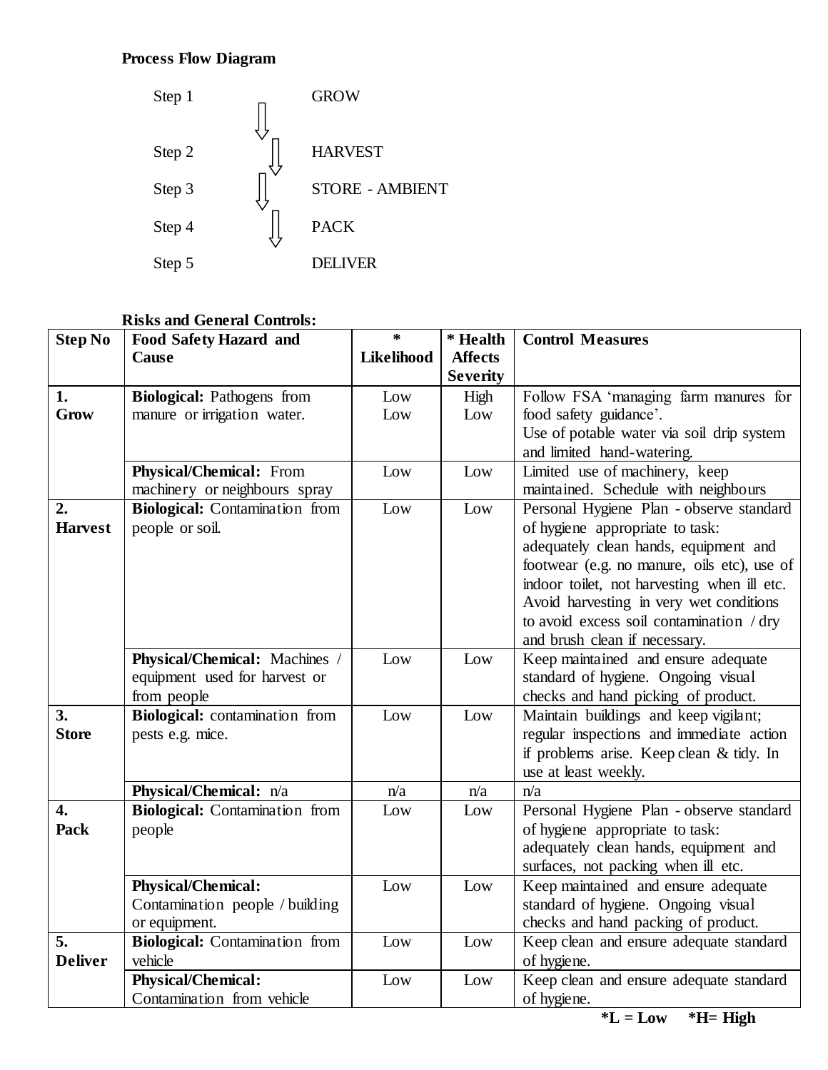**Process Flow Diagram**

Step 1 GROW

↓

Step 2 HARVEST

↓

Step 3 STORE - AMBIENT

↓

Step 4 PACK

↓

Step 5 DELIVER

**Risks and General Controls:**

| Step No | Food Safety Hazard and Cause | * Likelihood | * Health Affects Severity | Control Measures |
|---|---|---|---|---|
| **1. Grow** | **Biological:** Pathogens from manure or irrigation water. | Low<br>Low | High<br>Low | Follow FSA 'managing farm manures for food safety guidance'.<br>Use of potable water via soil drip system and limited hand-watering. |
| | **Physical/Chemical:** From machinery or neighbours spray | Low | Low | Limited use of machinery, keep maintained. Schedule with neighbours |
| **2. Harvest** | **Biological:** Contamination from people or soil. | Low | Low | Personal Hygiene Plan - observe standard of hygiene appropriate to task: adequately clean hands, equipment and footwear (e.g. no manure, oils etc), use of indoor toilet, not harvesting when ill etc. Avoid harvesting in very wet conditions to avoid excess soil contamination / dry and brush clean if necessary. |
| | **Physical/Chemical:** Machines / equipment used for harvest or from people | Low | Low | Keep maintained and ensure adequate standard of hygiene. Ongoing visual checks and hand picking of product. |
| **3. Store** | **Biological:** contamination from pests e.g. mice. | Low | Low | Maintain buildings and keep vigilant; regular inspections and immediate action if problems arise. Keep clean & tidy. In use at least weekly. |
| | **Physical/Chemical:** n/a | n/a | n/a | n/a |
| **4. Pack** | **Biological:** Contamination from people | Low | Low | Personal Hygiene Plan - observe standard of hygiene appropriate to task: adequately clean hands, equipment and surfaces, not packing when ill etc. |
| | **Physical/Chemical:** Contamination people / building or equipment. | Low | Low | Keep maintained and ensure adequate standard of hygiene. Ongoing visual checks and hand packing of product. |
| **5. Deliver** | **Biological:** Contamination from vehicle | Low | Low | Keep clean and ensure adequate standard of hygiene. |
| | **Physical/Chemical:** Contamination from vehicle | Low | Low | Keep clean and ensure adequate standard of hygiene. |

**\*L = Low \*H= High**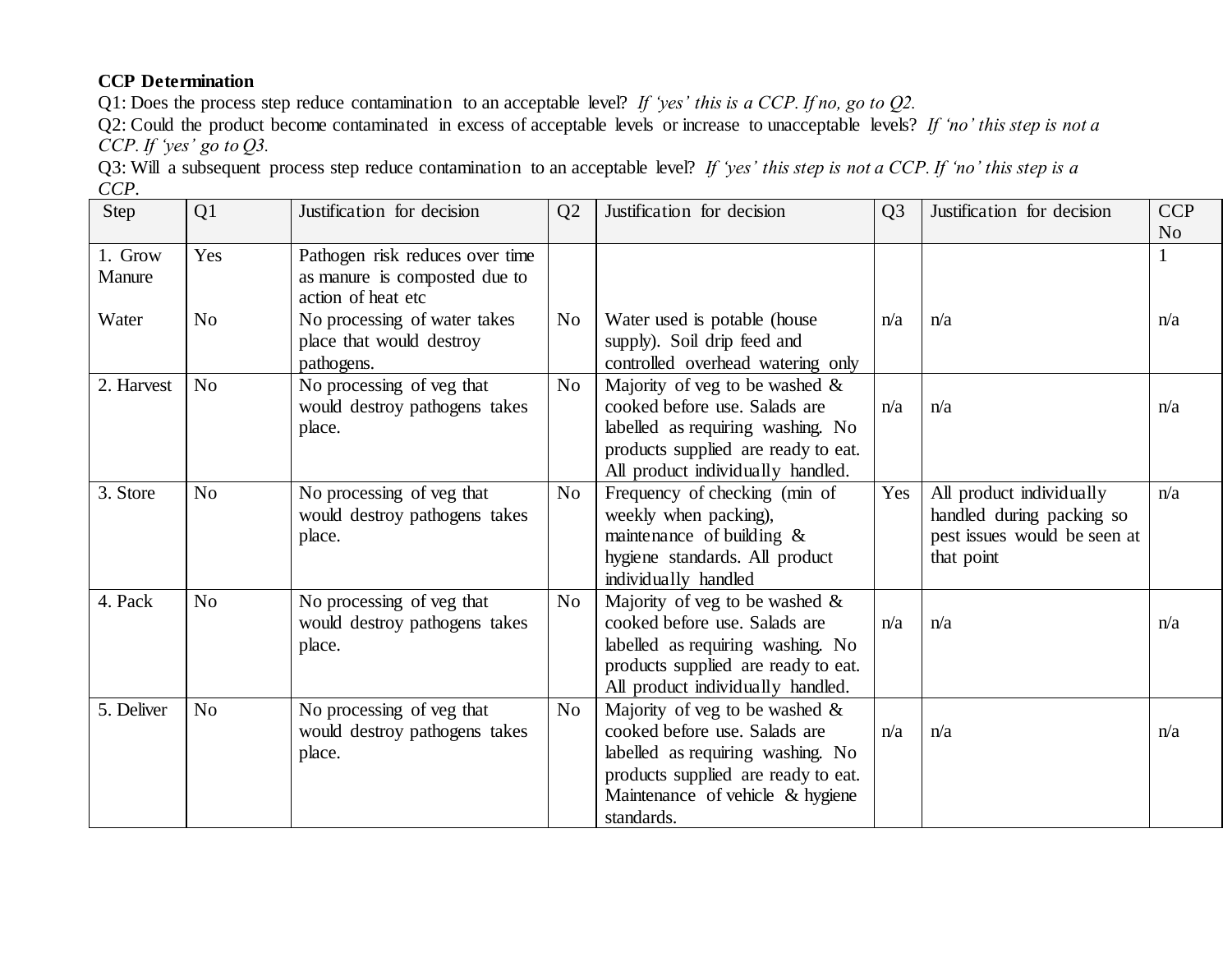**CCP Determination**

Q1: Does the process step reduce contamination to an acceptable level? *If 'yes' this is a CCP. If no, go to Q2.*

Q2: Could the product become contaminated in excess of acceptable levels or increase to unacceptable levels? *If 'no' this step is not a CCP. If 'yes' go to Q3.*

Q3: Will a subsequent process step reduce contamination to an acceptable level? *If 'yes' this step is not a CCP. If 'no' this step is a CCP.*

| Step | Q1 | Justification for decision | Q2 | Justification for decision | Q3 | Justification for decision | CCP No |
|---|---|---|---|---|---|---|---|
| 1. Grow Manure | Yes | Pathogen risk reduces over time as manure is composted due to action of heat etc | | | | | 1 |
| Water | No | No processing of water takes place that would destroy pathogens. | No | Water used is potable (house supply). Soil drip feed and controlled overhead watering only | n/a | n/a | n/a |
| 2. Harvest | No | No processing of veg that would destroy pathogens takes place. | No | Majority of veg to be washed & cooked before use. Salads are labelled as requiring washing. No products supplied are ready to eat. All product individually handled. | n/a | n/a | n/a |
| 3. Store | No | No processing of veg that would destroy pathogens takes place. | No | Frequency of checking (min of weekly when packing), maintenance of building & hygiene standards. All product individually handled | Yes | All product individually handled during packing so pest issues would be seen at that point | n/a |
| 4. Pack | No | No processing of veg that would destroy pathogens takes place. | No | Majority of veg to be washed & cooked before use. Salads are labelled as requiring washing. No products supplied are ready to eat. All product individually handled. | n/a | n/a | n/a |
| 5. Deliver | No | No processing of veg that would destroy pathogens takes place. | No | Majority of veg to be washed & cooked before use. Salads are labelled as requiring washing. No products supplied are ready to eat. Maintenance of vehicle & hygiene standards. | n/a | n/a | n/a |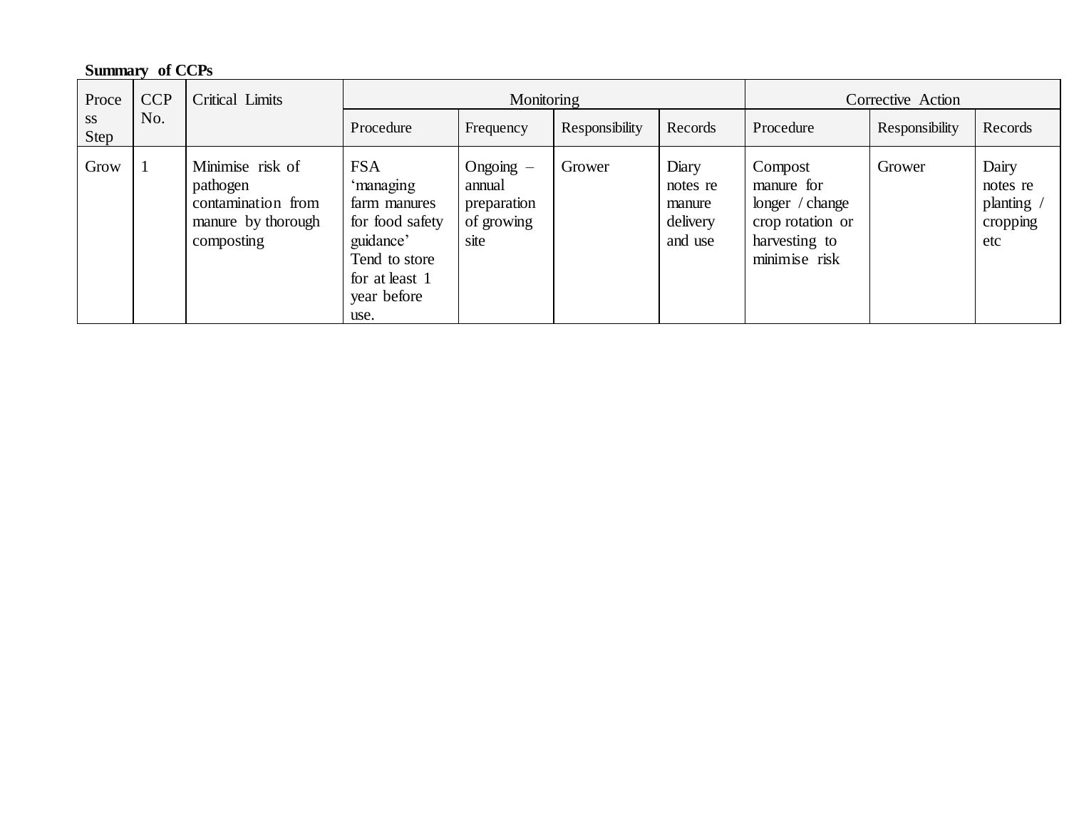**Summary of CCPs**

| Process Step | CCP No. | Critical Limits | Monitoring | | | | Corrective Action | | |
|---|---|---|---|---|---|---|---|---|---|
| | | | Procedure | Frequency | Responsibility | Records | Procedure | Responsibility | Records |
| Grow | 1 | Minimise risk of pathogen contamination from manure by thorough composting | FSA 'managing farm manures for food safety guidance' Tend to store for at least 1 year before use. | Ongoing – annual preparation of growing site | Grower | Diary notes re manure delivery and use | Compost manure for longer / change crop rotation or harvesting to minimise risk | Grower | Dairy notes re planting / cropping etc |